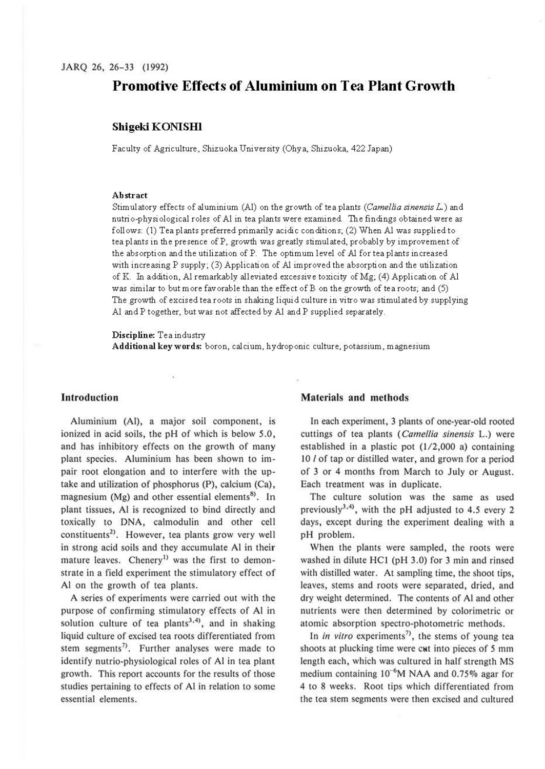# Promotive Effects of Aluminium on Tea Plant Growth

**Shigeki KONISHI**

Faculty of Agriculture, Shizuoka University (Ohya, Shizuoka, 422 Japan)

**Abstract**

Stimulatory effects of aluminium (Al) on the growth of tea plants (*Camellia sinensis L.*) and nutrio-physiological roles of Al in tea plants were examined. The findings obtained were as follows: (1) Tea plants preferred primarily acidic conditions; (2) When Al was supplied to tea plants in the presence of P, growth was greatly stimulated, probably by improvement of the absorption and the utilization of P. The optimum level of Al for tea plants increased with increasing P supply; (3) Application of Al improved the absorption and the utilization of K. In addition, Al remarkably alleviated excessive toxicity of Mg; (4) Application of Al was similar to but more favorable than the effect of B on the growth of tea roots; and (5) The growth of excised tea roots in shaking liquid culture in vitro was stimulated by supplying Al and P together, but was not affected by Al and P supplied separately.

**Discipline:** Tea industry
**Additional key words:** boron, calcium, hydroponic culture, potassium, magnesium

## Introduction

Aluminium (Al), a major soil component, is ionized in acid soils, the pH of which is below 5.0, and has inhibitory effects on the growth of many plant species. Aluminium has been shown to impair root elongation and to interfere with the uptake and utilization of phosphorus (P), calcium (Ca), magnesium (Mg) and other essential elements[8]. In plant tissues, Al is recognized to bind directly and toxically to DNA, calmodulin and other cell constituents[2]. However, tea plants grow very well in strong acid soils and they accumulate Al in their mature leaves. Chenery[1] was the first to demonstrate in a field experiment the stimulatory effect of Al on the growth of tea plants.

A series of experiments were carried out with the purpose of confirming stimulatory effects of Al in solution culture of tea plants[3,4], and in shaking liquid culture of excised tea roots differentiated from stem segments[7]. Further analyses were made to identify nutrio-physiological roles of Al in tea plant growth. This report accounts for the results of those studies pertaining to effects of Al in relation to some essential elements.

## Materials and methods

In each experiment, 3 plants of one-year-old rooted cuttings of tea plants (*Camellia sinensis* L.) were established in a plastic pot (1/2,000 a) containing 10 *l* of tap or distilled water, and grown for a period of 3 or 4 months from March to July or August. Each treatment was in duplicate.

The culture solution was the same as used previously[3,4], with the pH adjusted to 4.5 every 2 days, except during the experiment dealing with a pH problem.

When the plants were sampled, the roots were washed in dilute HCl (pH 3.0) for 3 min and rinsed with distilled water. At sampling time, the shoot tips, leaves, stems and roots were separated, dried, and dry weight determined. The contents of Al and other nutrients were then determined by colorimetric or atomic absorption spectro-photometric methods.

In *in vitro* experiments[7], the stems of young tea shoots at plucking time were cut into pieces of 5 mm length each, which was cultured in half strength MS medium containing $10^{-6}$M NAA and 0.75% agar for 4 to 8 weeks. Root tips which differentiated from the tea stem segments were then excised and cultured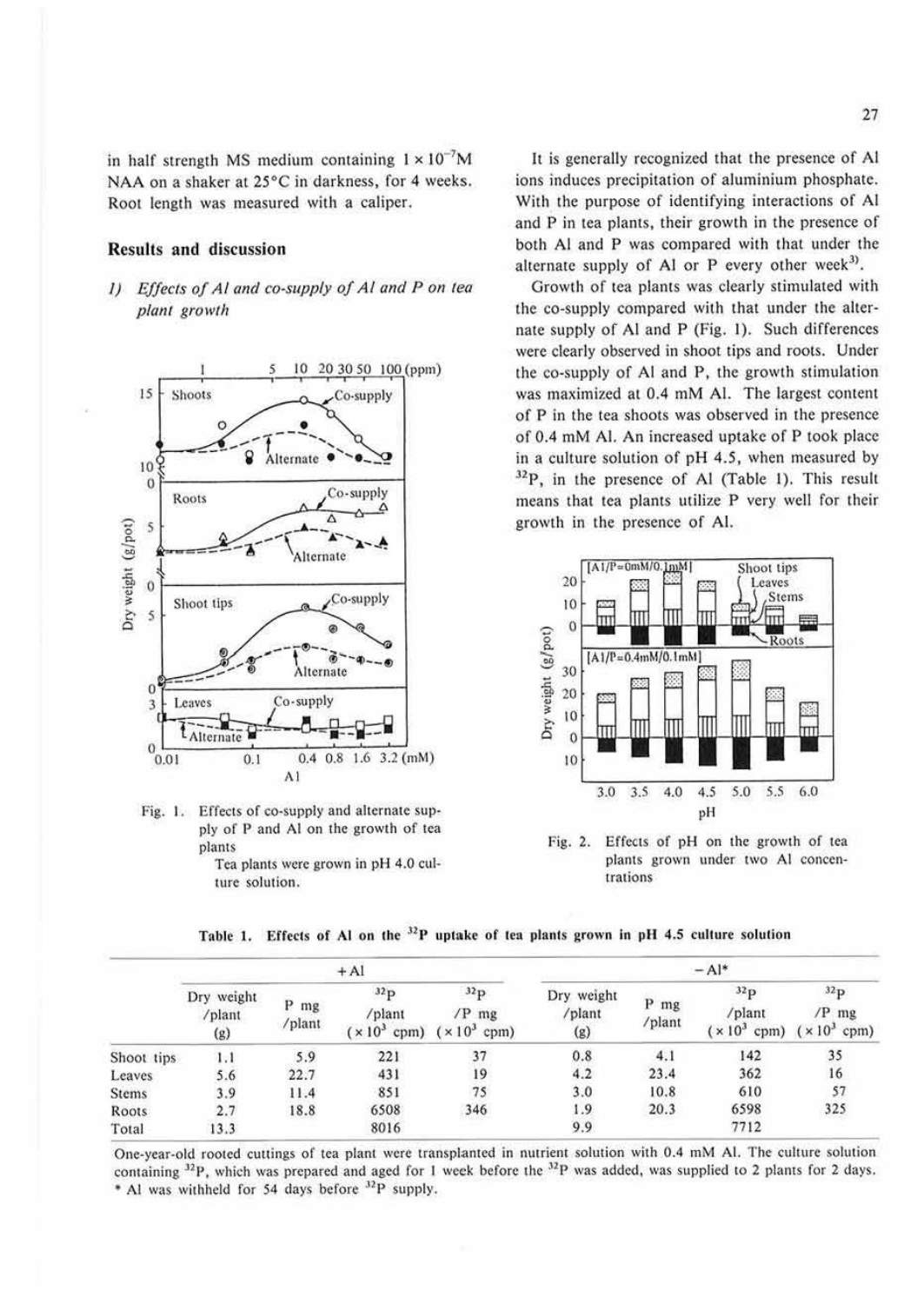in half strength MS medium containing $1 \times 10^{-7}$M NAA on a shaker at 25°C in darkness, for 4 weeks. Root length was measured with a caliper.

## Results and discussion

### *1) Effects of Al and co-supply of Al and P on tea plant growth*

Fig. 1. Effects of co-supply and alternate supply of P and Al on the growth of tea plants
Tea plants were grown in pH 4.0 culture solution.

It is generally recognized that the presence of Al ions induces precipitation of aluminium phosphate. With the purpose of identifying interactions of Al and P in tea plants, their growth in the presence of both Al and P was compared with that under the alternate supply of Al or P every other week[3].

Growth of tea plants was clearly stimulated with the co-supply compared with that under the alternate supply of Al and P (Fig. 1). Such differences were clearly observed in shoot tips and roots. Under the co-supply of Al and P, the growth stimulation was maximized at 0.4 mM Al. The largest content of P in the tea shoots was observed in the presence of 0.4 mM Al. An increased uptake of P took place in a culture solution of pH 4.5, when measured by $^{32}P$, in the presence of Al (Table 1). This result means that tea plants utilize P very well for their growth in the presence of Al.

Fig. 2. Effects of pH on the growth of tea plants grown under two Al concentrations

**Table 1. Effects of Al on the $^{32}P$ uptake of tea plants grown in pH 4.5 culture solution**

| | +Al | | | | −Al* | | | |
|---|---|---|---|---|---|---|---|---|
| | Dry weight /plant (g) | P mg /plant | $^{32}P$ /plant ($\times 10^3$ cpm) | $^{32}P$ /P mg ($\times 10^3$ cpm) | Dry weight /plant (g) | P mg /plant | $^{32}P$ /plant ($\times 10^3$ cpm) | $^{32}P$ /P mg ($\times 10^3$ cpm) |
| Shoot tips | 1.1 | 5.9 | 221 | 37 | 0.8 | 4.1 | 142 | 35 |
| Leaves | 5.6 | 22.7 | 431 | 19 | 4.2 | 23.4 | 362 | 16 |
| Stems | 3.9 | 11.4 | 851 | 75 | 3.0 | 10.8 | 610 | 57 |
| Roots | 2.7 | 18.8 | 6508 | 346 | 1.9 | 20.3 | 6598 | 325 |
| Total | 13.3 | | 8016 | | 9.9 | | 7712 | |

One-year-old rooted cuttings of tea plant were transplanted in nutrient solution with 0.4 mM Al. The culture solution containing $^{32}P$, which was prepared and aged for 1 week before the $^{32}P$ was added, was supplied to 2 plants for 2 days.
\* Al was withheld for 54 days before $^{32}P$ supply.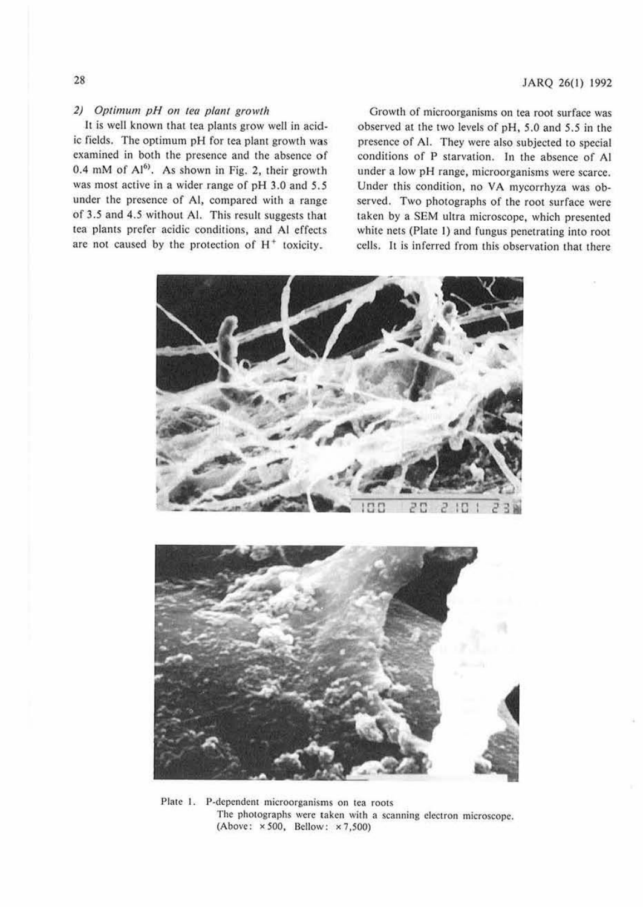### 2) *Optimum pH on tea plant growth*

It is well known that tea plants grow well in acidic fields. The optimum pH for tea plant growth was examined in both the presence and the absence of 0.4 mM of Al[6]. As shown in Fig. 2, their growth was most active in a wider range of pH 3.0 and 5.5 under the presence of Al, compared with a range of 3.5 and 4.5 without Al. This result suggests that tea plants prefer acidic conditions, and Al effects are not caused by the protection of $H^+$ toxicity.

Growth of microorganisms on tea root surface was observed at the two levels of pH, 5.0 and 5.5 in the presence of Al. They were also subjected to special conditions of P starvation. In the absence of Al under a low pH range, microorganisms were scarce. Under this condition, no VA mycorrhyza was observed. Two photographs of the root surface were taken by a SEM ultra microscope, which presented white nets (Plate 1) and fungus penetrating into root cells. It is inferred from this observation that there

Plate 1. P-dependent microorganisms on tea roots
The photographs were taken with a scanning electron microscope.
(Above: ×500, Bellow: ×7,500)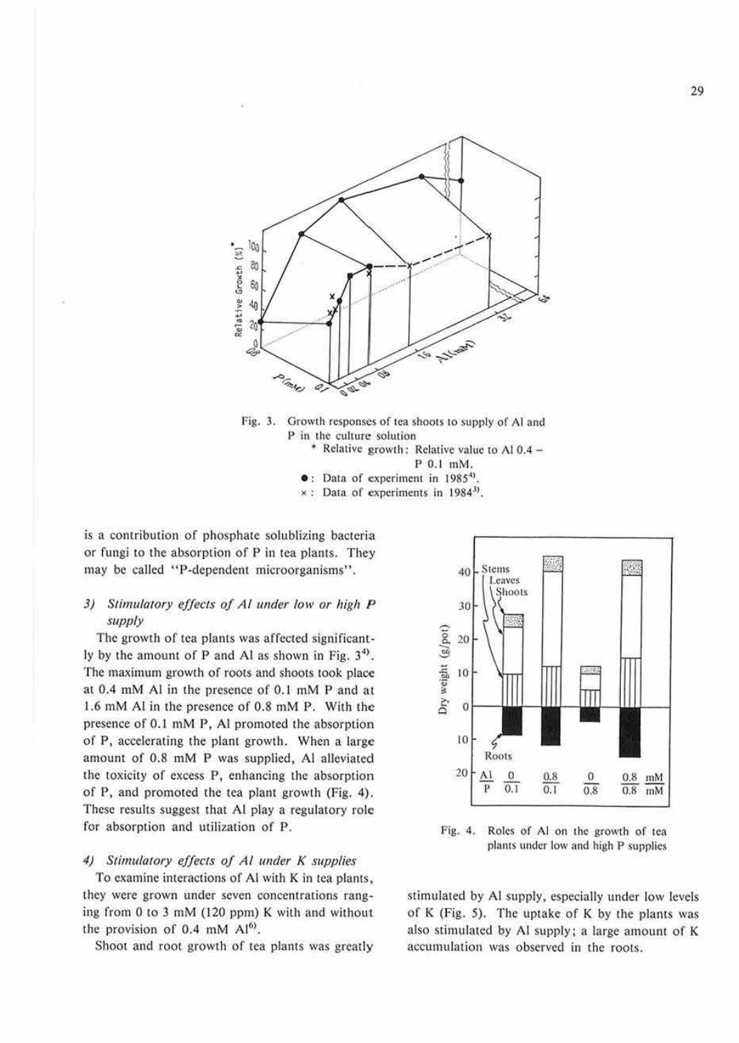Fig. 3. Growth responses of tea shoots to supply of Al and P in the culture solution
\* Relative growth: Relative value to Al 0.4 – P 0.1 mM.
●: Data of experiment in 1985[4].
×: Data of experiments in 1984[3].

is a contribution of phosphate solublizing bacteria or fungi to the absorption of P in tea plants. They may be called "P-dependent microorganisms".

### *3) Stimulatory effects of Al under low or high P supply*

The growth of tea plants was affected significantly by the amount of P and Al as shown in Fig. 3[4]. The maximum growth of roots and shoots took place at 0.4 mM Al in the presence of 0.1 mM P and at 1.6 mM Al in the presence of 0.8 mM P. With the presence of 0.1 mM P, Al promoted the absorption of P, accelerating the plant growth. When a large amount of 0.8 mM P was supplied, Al alleviated the toxicity of excess P, enhancing the absorption of P, and promoted the tea plant growth (Fig. 4). These results suggest that Al play a regulatory role for absorption and utilization of P.

Fig. 4. Roles of Al on the growth of tea plants under low and high P supplies

### *4) Stimulatory effects of Al under K supplies*

To examine interactions of Al with K in tea plants, they were grown under seven concentrations ranging from 0 to 3 mM (120 ppm) K with and without the provision of 0.4 mM Al[6].

Shoot and root growth of tea plants was greatly stimulated by Al supply, especially under low levels of K (Fig. 5). The uptake of K by the plants was also stimulated by Al supply; a large amount of K accumulation was observed in the roots.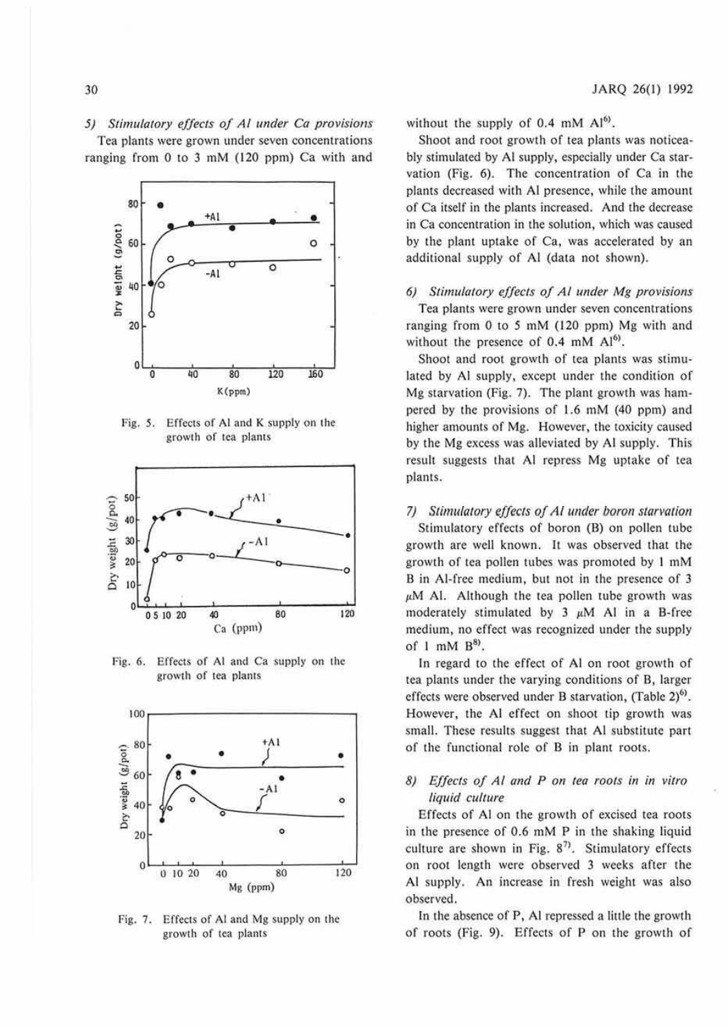*5) Stimulatory effects of Al under Ca provisions*

Tea plants were grown under seven concentrations ranging from 0 to 3 mM (120 ppm) Ca with and without the supply of 0.4 mM Al[6].

Fig. 5. Effects of Al and K supply on the growth of tea plants

Fig. 6. Effects of Al and Ca supply on the growth of tea plants

Fig. 7. Effects of Al and Mg supply on the growth of tea plants

Shoot and root growth of tea plants was noticeably stimulated by Al supply, especially under Ca starvation (Fig. 6). The concentration of Ca in the plants decreased with Al presence, while the amount of Ca itself in the plants increased. And the decrease in Ca concentration in the solution, which was caused by the plant uptake of Ca, was accelerated by an additional supply of Al (data not shown).

*6) Stimulatory effects of Al under Mg provisions*

Tea plants were grown under seven concentrations ranging from 0 to 5 mM (120 ppm) Mg with and without the presence of 0.4 mM Al[6].

Shoot and root growth of tea plants was stimulated by Al supply, except under the condition of Mg starvation (Fig. 7). The plant growth was hampered by the provisions of 1.6 mM (40 ppm) and higher amounts of Mg. However, the toxicity caused by the Mg excess was alleviated by Al supply. This result suggests that Al repress Mg uptake of tea plants.

*7) Stimulatory effects of Al under boron starvation*

Stimulatory effects of boron (B) on pollen tube growth are well known. It was observed that the growth of tea pollen tubes was promoted by 1 mM B in Al-free medium, but not in the presence of 3 $\mu$M Al. Although the tea pollen tube growth was moderately stimulated by 3 $\mu$M Al in a B-free medium, no effect was recognized under the supply of 1 mM B[8].

In regard to the effect of Al on root growth of tea plants under the varying conditions of B, larger effects were observed under B starvation, (Table 2)[6]. However, the Al effect on shoot tip growth was small. These results suggest that Al substitute part of the functional role of B in plant roots.

*8) Effects of Al and P on tea roots in in vitro liquid culture*

Effects of Al on the growth of excised tea roots in the presence of 0.6 mM P in the shaking liquid culture are shown in Fig. 8[7]. Stimulatory effects on root length were observed 3 weeks after the Al supply. An increase in fresh weight was also observed.

In the absence of P, Al repressed a little the growth of roots (Fig. 9). Effects of P on the growth of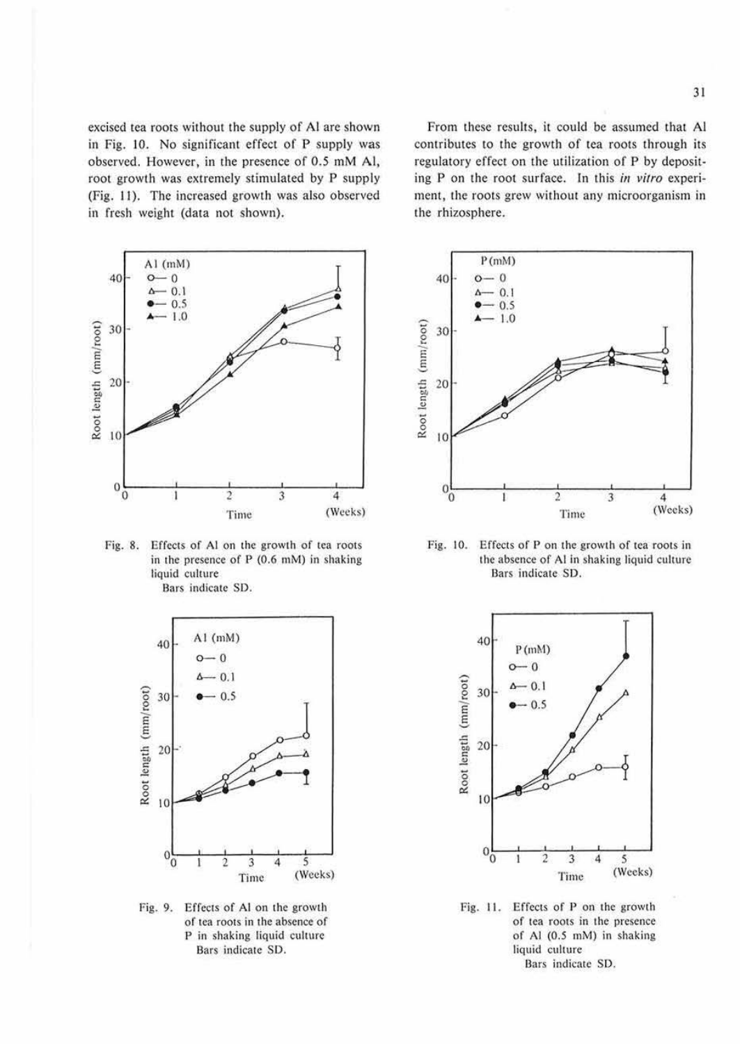excised tea roots without the supply of Al are shown in Fig. 10. No significant effect of P supply was observed. However, in the presence of 0.5 mM Al, root growth was extremely stimulated by P supply (Fig. 11). The increased growth was also observed in fresh weight (data not shown).

From these results, it could be assumed that Al contributes to the growth of tea roots through its regulatory effect on the utilization of P by depositing P on the root surface. In this *in vitro* experiment, the roots grew without any microorganism in the rhizosphere.

Fig. 8. Effects of Al on the growth of tea roots in the presence of P (0.6 mM) in shaking liquid culture
Bars indicate SD.

Fig. 10. Effects of P on the growth of tea roots in the absence of Al in shaking liquid culture
Bars indicate SD.

Fig. 9. Effects of Al on the growth of tea roots in the absence of P in shaking liquid culture
Bars indicate SD.

Fig. 11. Effects of P on the growth of tea roots in the presence of Al (0.5 mM) in shaking liquid culture
Bars indicate SD.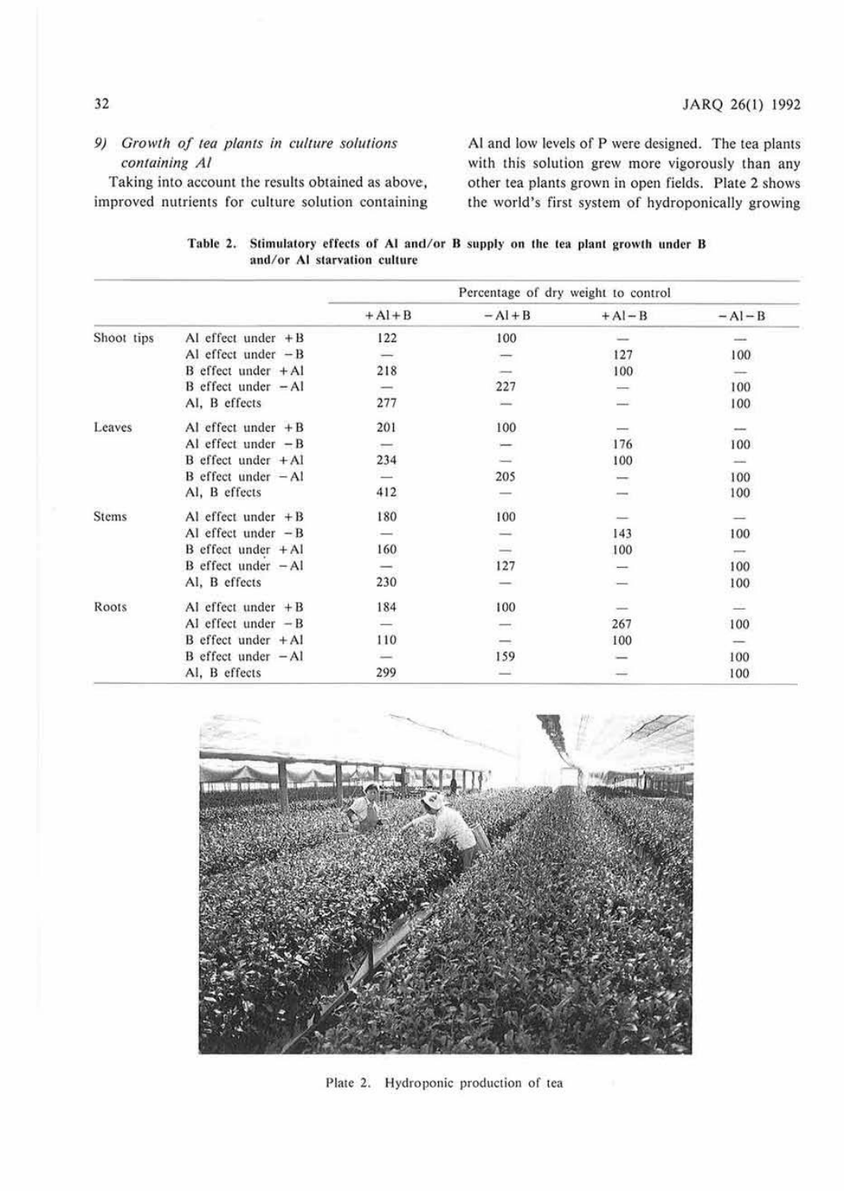### 9) *Growth of tea plants in culture solutions containing Al*

Taking into account the results obtained as above, improved nutrients for culture solution containing Al and low levels of P were designed. The tea plants with this solution grew more vigorously than any other tea plants grown in open fields. Plate 2 shows the world's first system of hydroponically growing

**Table 2. Stimulatory effects of Al and/or B supply on the tea plant growth under B and/or Al starvation culture**

| | | Percentage of dry weight to control | | | |
|---|---|---|---|---|---|
| | | +Al+B | −Al+B | +Al−B | −Al−B |
| Shoot tips | Al effect under +B | 122 | 100 | — | — |
| | Al effect under −B | — | — | 127 | 100 |
| | B effect under +Al | 218 | — | 100 | — |
| | B effect under −Al | — | 227 | — | 100 |
| | Al, B effects | 277 | — | — | 100 |
| Leaves | Al effect under +B | 201 | 100 | — | — |
| | Al effect under −B | — | — | 176 | 100 |
| | B effect under +Al | 234 | — | 100 | — |
| | B effect under −Al | — | 205 | — | 100 |
| | Al, B effects | 412 | — | — | 100 |
| Stems | Al effect under +B | 180 | 100 | — | — |
| | Al effect under −B | — | — | 143 | 100 |
| | B effect under +Al | 160 | — | 100 | — |
| | B effect under −Al | — | 127 | — | 100 |
| | Al, B effects | 230 | — | — | 100 |
| Roots | Al effect under +B | 184 | 100 | — | — |
| | Al effect under −B | — | — | 267 | 100 |
| | B effect under +Al | 110 | — | 100 | — |
| | B effect under −Al | — | 159 | — | 100 |
| | Al, B effects | 299 | — | — | 100 |

Plate 2. Hydroponic production of tea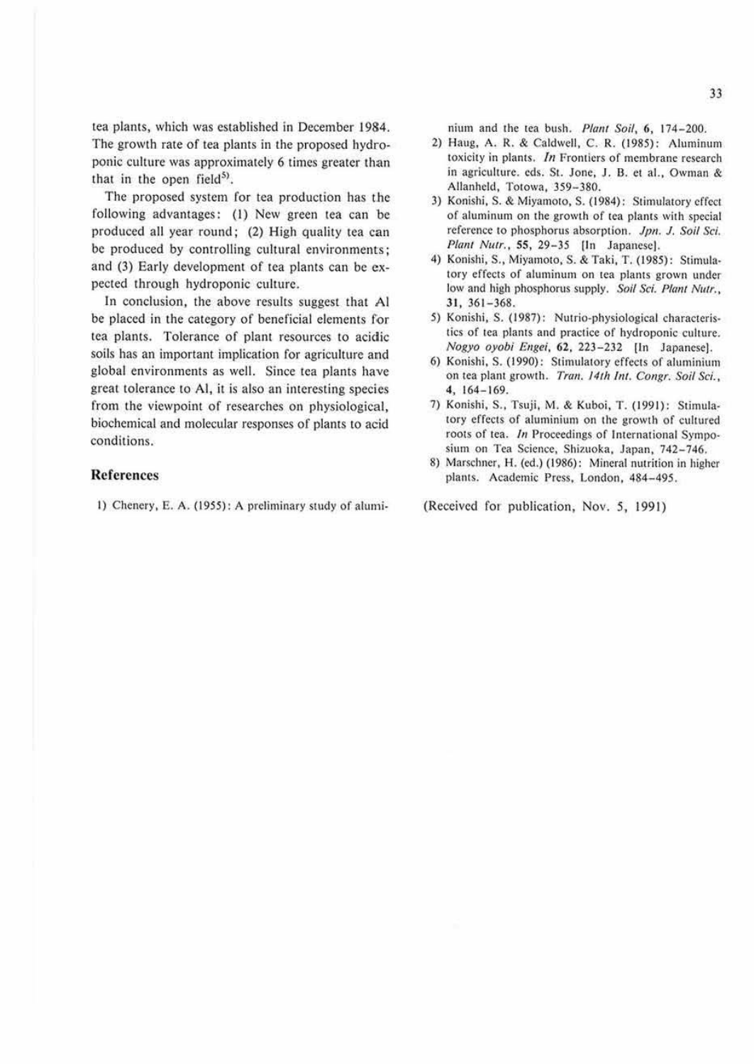tea plants, which was established in December 1984. The growth rate of tea plants in the proposed hydroponic culture was approximately 6 times greater than that in the open field[5].

The proposed system for tea production has the following advantages: (1) New green tea can be produced all year round; (2) High quality tea can be produced by controlling cultural environments; and (3) Early development of tea plants can be expected through hydroponic culture.

In conclusion, the above results suggest that Al be placed in the category of beneficial elements for tea plants. Tolerance of plant resources to acidic soils has an important implication for agriculture and global environments as well. Since tea plants have great tolerance to Al, it is also an interesting species from the viewpoint of researches on physiological, biochemical and molecular responses of plants to acid conditions.

## References

1) Chenery, E. A. (1955): A preliminary study of aluminium and the tea bush. *Plant Soil*, **6**, 174–200.
2) Haug, A. R. & Caldwell, C. R. (1985): Aluminum toxicity in plants. *In* Frontiers of membrane research in agriculture. eds. St. Jone, J. B. et al., Owman & Allanheld, Totowa, 359–380.
3) Konishi, S. & Miyamoto, S. (1984): Stimulatory effect of aluminum on the growth of tea plants with special reference to phosphorus absorption. *Jpn. J. Soil Sci. Plant Nutr.*, **55**, 29–35 [In Japanese].
4) Konishi, S., Miyamoto, S. & Taki, T. (1985): Stimulatory effects of aluminum on tea plants grown under low and high phosphorus supply. *Soil Sci. Plant Nutr.*, **31**, 361–368.
5) Konishi, S. (1987): Nutrio-physiological characteristics of tea plants and practice of hydroponic culture. *Nogyo oyobi Engei*, **62**, 223–232 [In Japanese].
6) Konishi, S. (1990): Stimulatory effects of aluminium on tea plant growth. *Tran. 14th Int. Congr. Soil Sci.*, **4**, 164–169.
7) Konishi, S., Tsuji, M. & Kuboi, T. (1991): Stimulatory effects of aluminium on the growth of cultured roots of tea. *In* Proceedings of International Symposium on Tea Science, Shizuoka, Japan, 742–746.
8) Marschner, H. (ed.) (1986): Mineral nutrition in higher plants. Academic Press, London, 484–495.

(Received for publication, Nov. 5, 1991)